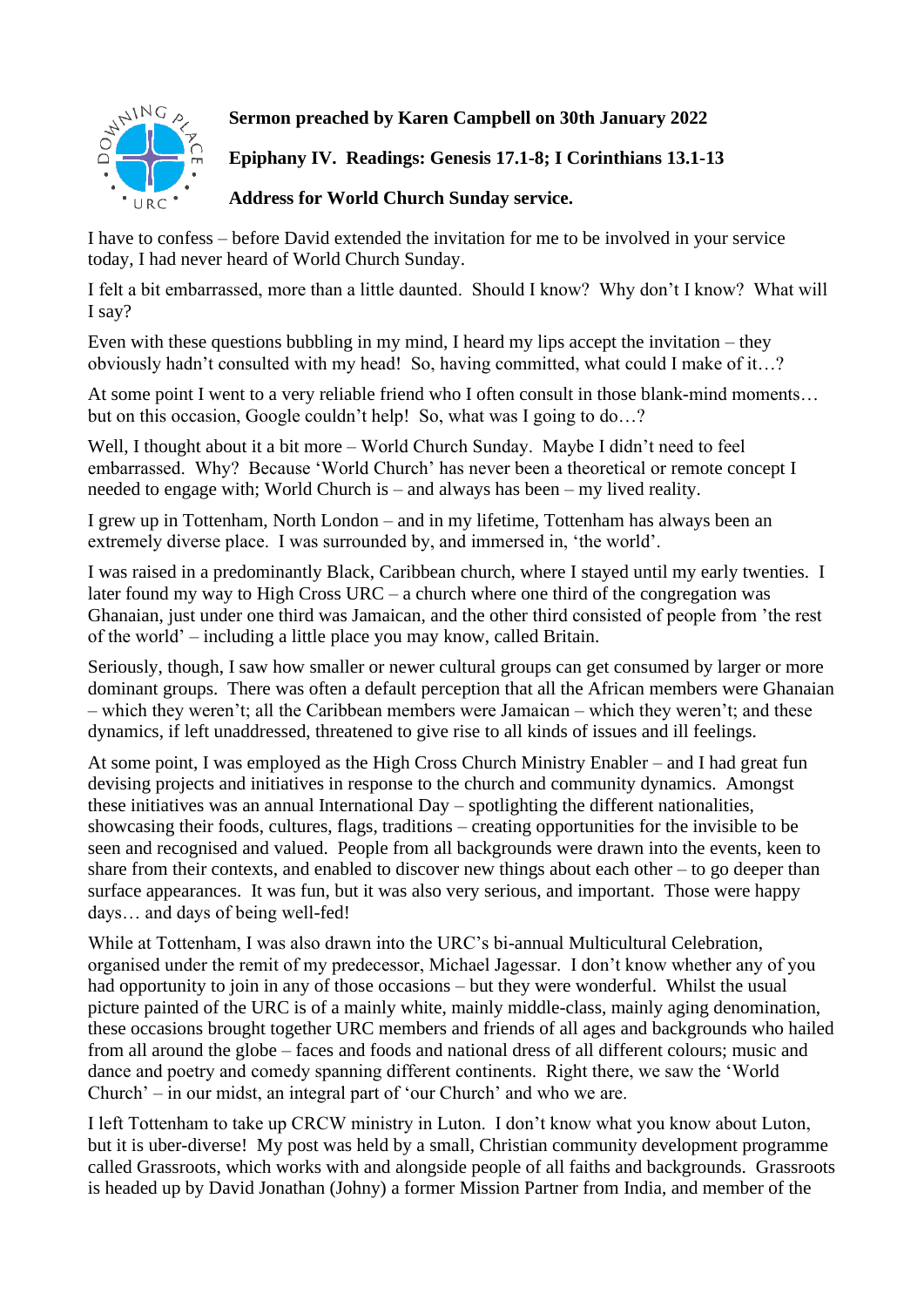**Sermon preached by Karen Campbell on 30th January 2022**

**Epiphany IV. Readings: Genesis 17.1-8; I Corinthians 13.1-13**

**Address for World Church Sunday service.**

I have to confess – before David extended the invitation for me to be involved in your service today, I had never heard of World Church Sunday.

I felt a bit embarrassed, more than a little daunted. Should I know? Why don't I know? What will I say?

Even with these questions bubbling in my mind, I heard my lips accept the invitation – they obviously hadn't consulted with my head! So, having committed, what could I make of it…?

At some point I went to a very reliable friend who I often consult in those blank-mind moments… but on this occasion, Google couldn't help! So, what was I going to do…?

Well, I thought about it a bit more – World Church Sunday. Maybe I didn't need to feel embarrassed. Why? Because 'World Church' has never been a theoretical or remote concept I needed to engage with; World Church is – and always has been – my lived reality.

I grew up in Tottenham, North London – and in my lifetime, Tottenham has always been an extremely diverse place. I was surrounded by, and immersed in, 'the world'.

I was raised in a predominantly Black, Caribbean church, where I stayed until my early twenties. I later found my way to High Cross URC – a church where one third of the congregation was Ghanaian, just under one third was Jamaican, and the other third consisted of people from 'the rest of the world' – including a little place you may know, called Britain.

Seriously, though, I saw how smaller or newer cultural groups can get consumed by larger or more dominant groups. There was often a default perception that all the African members were Ghanaian – which they weren't; all the Caribbean members were Jamaican – which they weren't; and these dynamics, if left unaddressed, threatened to give rise to all kinds of issues and ill feelings.

At some point, I was employed as the High Cross Church Ministry Enabler – and I had great fun devising projects and initiatives in response to the church and community dynamics. Amongst these initiatives was an annual International Day – spotlighting the different nationalities, showcasing their foods, cultures, flags, traditions – creating opportunities for the invisible to be seen and recognised and valued. People from all backgrounds were drawn into the events, keen to share from their contexts, and enabled to discover new things about each other – to go deeper than surface appearances. It was fun, but it was also very serious, and important. Those were happy days… and days of being well-fed!

While at Tottenham, I was also drawn into the URC's bi-annual Multicultural Celebration, organised under the remit of my predecessor, Michael Jagessar. I don't know whether any of you had opportunity to join in any of those occasions – but they were wonderful. Whilst the usual picture painted of the URC is of a mainly white, mainly middle-class, mainly aging denomination, these occasions brought together URC members and friends of all ages and backgrounds who hailed from all around the globe – faces and foods and national dress of all different colours; music and dance and poetry and comedy spanning different continents. Right there, we saw the 'World Church' – in our midst, an integral part of 'our Church' and who we are.

I left Tottenham to take up CRCW ministry in Luton. I don't know what you know about Luton, but it is uber-diverse! My post was held by a small, Christian community development programme called Grassroots, which works with and alongside people of all faiths and backgrounds. Grassroots is headed up by David Jonathan (Johny) a former Mission Partner from India, and member of the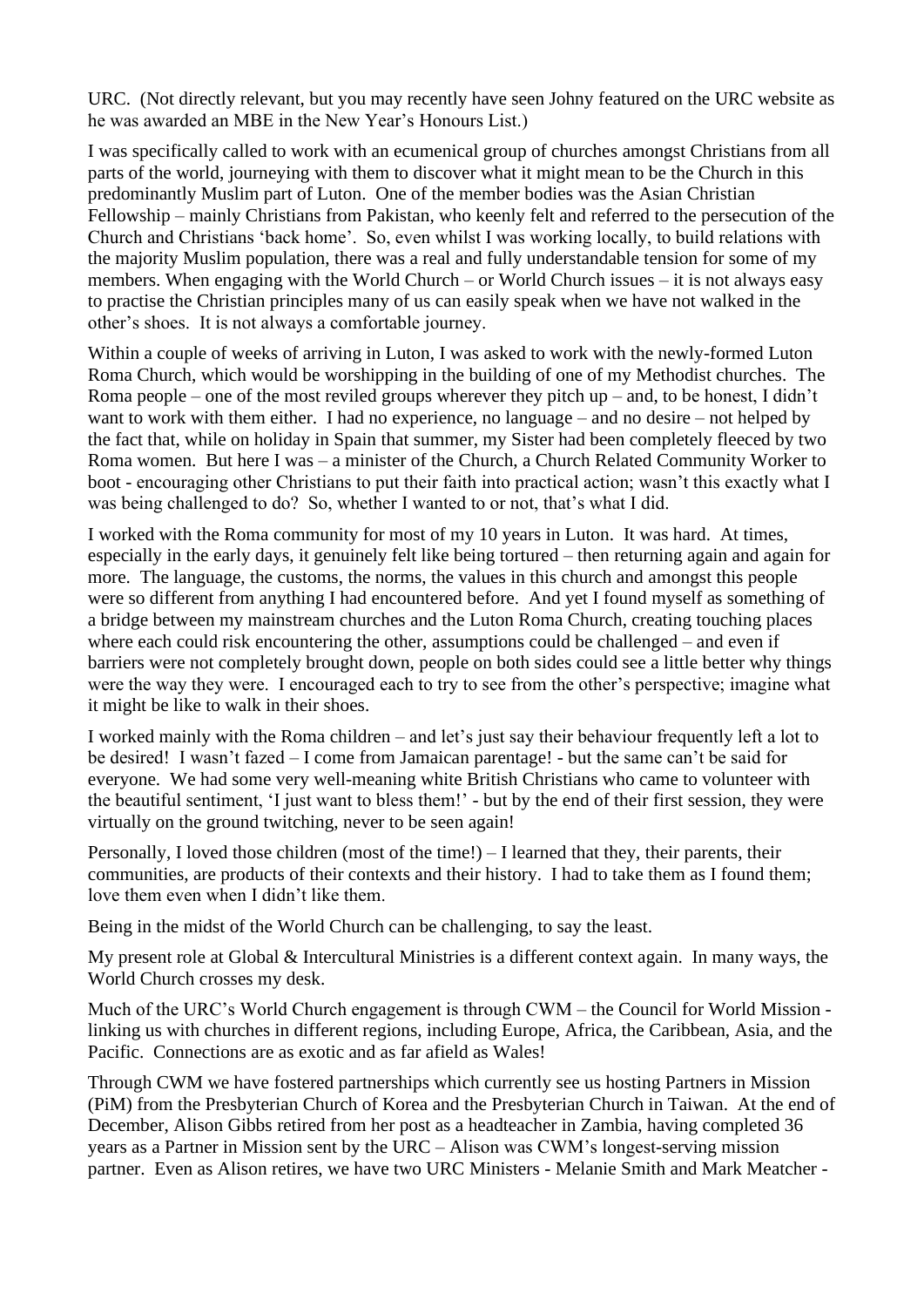URC. (Not directly relevant, but you may recently have seen Johny featured on the URC website as he was awarded an MBE in the New Year's Honours List.)

I was specifically called to work with an ecumenical group of churches amongst Christians from all parts of the world, journeying with them to discover what it might mean to be the Church in this predominantly Muslim part of Luton. One of the member bodies was the Asian Christian Fellowship – mainly Christians from Pakistan, who keenly felt and referred to the persecution of the Church and Christians 'back home'. So, even whilst I was working locally, to build relations with the majority Muslim population, there was a real and fully understandable tension for some of my members. When engaging with the World Church – or World Church issues – it is not always easy to practise the Christian principles many of us can easily speak when we have not walked in the other's shoes. It is not always a comfortable journey.

Within a couple of weeks of arriving in Luton, I was asked to work with the newly-formed Luton Roma Church, which would be worshipping in the building of one of my Methodist churches. The Roma people – one of the most reviled groups wherever they pitch up – and, to be honest, I didn't want to work with them either. I had no experience, no language – and no desire – not helped by the fact that, while on holiday in Spain that summer, my Sister had been completely fleeced by two Roma women. But here I was – a minister of the Church, a Church Related Community Worker to boot - encouraging other Christians to put their faith into practical action; wasn't this exactly what I was being challenged to do? So, whether I wanted to or not, that's what I did.

I worked with the Roma community for most of my 10 years in Luton. It was hard. At times, especially in the early days, it genuinely felt like being tortured – then returning again and again for more. The language, the customs, the norms, the values in this church and amongst this people were so different from anything I had encountered before. And yet I found myself as something of a bridge between my mainstream churches and the Luton Roma Church, creating touching places where each could risk encountering the other, assumptions could be challenged – and even if barriers were not completely brought down, people on both sides could see a little better why things were the way they were. I encouraged each to try to see from the other's perspective; imagine what it might be like to walk in their shoes.

I worked mainly with the Roma children – and let's just say their behaviour frequently left a lot to be desired! I wasn't fazed – I come from Jamaican parentage! - but the same can't be said for everyone. We had some very well-meaning white British Christians who came to volunteer with the beautiful sentiment, 'I just want to bless them!' - but by the end of their first session, they were virtually on the ground twitching, never to be seen again!

Personally, I loved those children (most of the time!) – I learned that they, their parents, their communities, are products of their contexts and their history. I had to take them as I found them; love them even when I didn't like them.

Being in the midst of the World Church can be challenging, to say the least.

My present role at Global & Intercultural Ministries is a different context again. In many ways, the World Church crosses my desk.

Much of the URC's World Church engagement is through CWM – the Council for World Mission - linking us with churches in different regions, including Europe, Africa, the Caribbean, Asia, and the Pacific. Connections are as exotic and as far afield as Wales!

Through CWM we have fostered partnerships which currently see us hosting Partners in Mission (PiM) from the Presbyterian Church of Korea and the Presbyterian Church in Taiwan. At the end of December, Alison Gibbs retired from her post as a headteacher in Zambia, having completed 36 years as a Partner in Mission sent by the URC – Alison was CWM's longest-serving mission partner. Even as Alison retires, we have two URC Ministers - Melanie Smith and Mark Meatcher -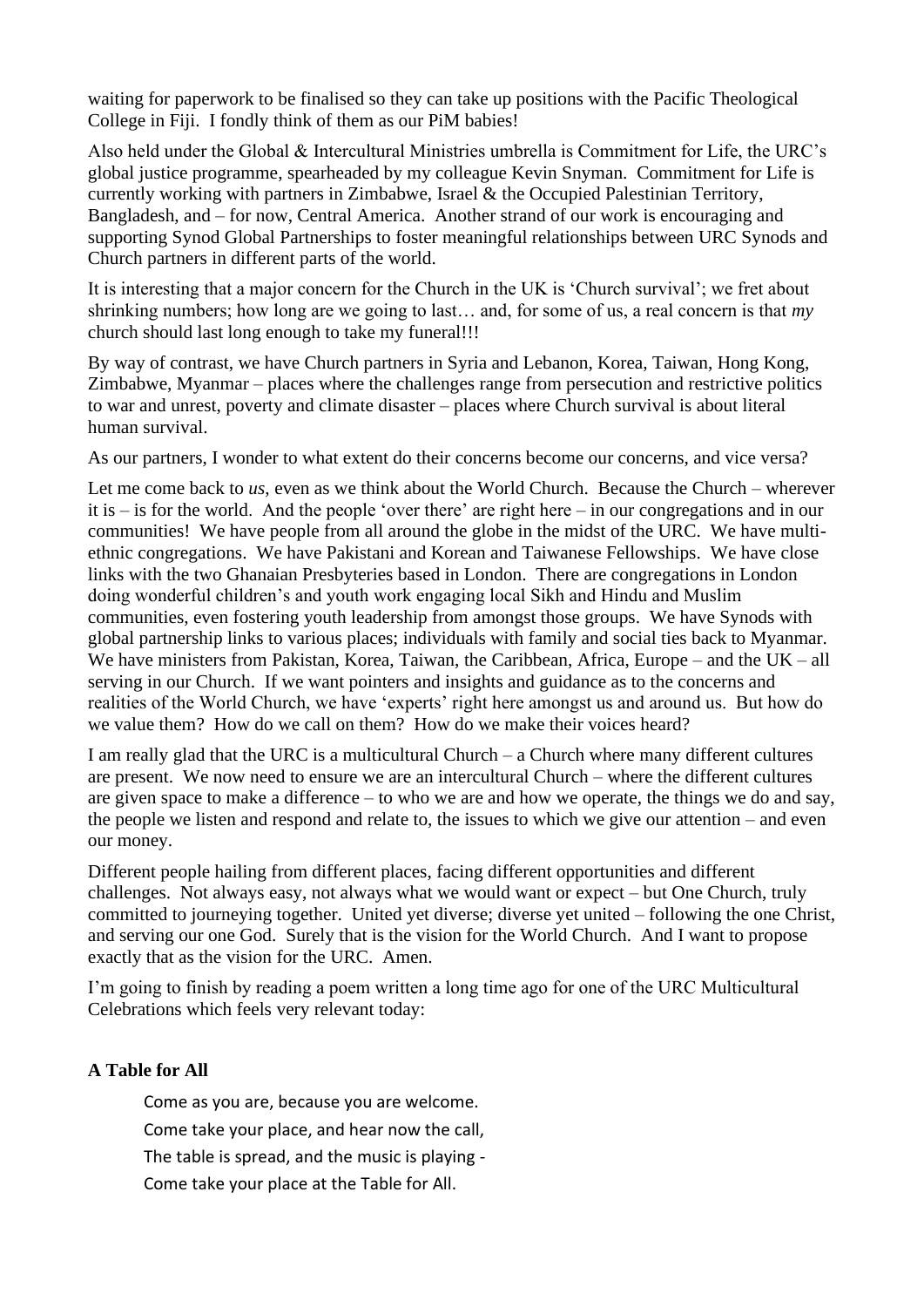waiting for paperwork to be finalised so they can take up positions with the Pacific Theological College in Fiji. I fondly think of them as our PiM babies!

Also held under the Global & Intercultural Ministries umbrella is Commitment for Life, the URC's global justice programme, spearheaded by my colleague Kevin Snyman. Commitment for Life is currently working with partners in Zimbabwe, Israel & the Occupied Palestinian Territory, Bangladesh, and – for now, Central America. Another strand of our work is encouraging and supporting Synod Global Partnerships to foster meaningful relationships between URC Synods and Church partners in different parts of the world.

It is interesting that a major concern for the Church in the UK is 'Church survival'; we fret about shrinking numbers; how long are we going to last… and, for some of us, a real concern is that *my* church should last long enough to take my funeral!!!

By way of contrast, we have Church partners in Syria and Lebanon, Korea, Taiwan, Hong Kong, Zimbabwe, Myanmar – places where the challenges range from persecution and restrictive politics to war and unrest, poverty and climate disaster – places where Church survival is about literal human survival.

As our partners, I wonder to what extent do their concerns become our concerns, and vice versa?

Let me come back to *us*, even as we think about the World Church. Because the Church – wherever it is – is for the world. And the people 'over there' are right here – in our congregations and in our communities! We have people from all around the globe in the midst of the URC. We have multi-ethnic congregations. We have Pakistani and Korean and Taiwanese Fellowships. We have close links with the two Ghanaian Presbyteries based in London. There are congregations in London doing wonderful children's and youth work engaging local Sikh and Hindu and Muslim communities, even fostering youth leadership from amongst those groups. We have Synods with global partnership links to various places; individuals with family and social ties back to Myanmar. We have ministers from Pakistan, Korea, Taiwan, the Caribbean, Africa, Europe – and the UK – all serving in our Church. If we want pointers and insights and guidance as to the concerns and realities of the World Church, we have 'experts' right here amongst us and around us. But how do we value them? How do we call on them? How do we make their voices heard?

I am really glad that the URC is a multicultural Church – a Church where many different cultures are present. We now need to ensure we are an intercultural Church – where the different cultures are given space to make a difference – to who we are and how we operate, the things we do and say, the people we listen and respond and relate to, the issues to which we give our attention – and even our money.

Different people hailing from different places, facing different opportunities and different challenges. Not always easy, not always what we would want or expect – but One Church, truly committed to journeying together. United yet diverse; diverse yet united – following the one Christ, and serving our one God. Surely that is the vision for the World Church. And I want to propose exactly that as the vision for the URC. Amen.

I'm going to finish by reading a poem written a long time ago for one of the URC Multicultural Celebrations which feels very relevant today:

**A Table for All**

Come as you are, because you are welcome.
Come take your place, and hear now the call,
The table is spread, and the music is playing -
Come take your place at the Table for All.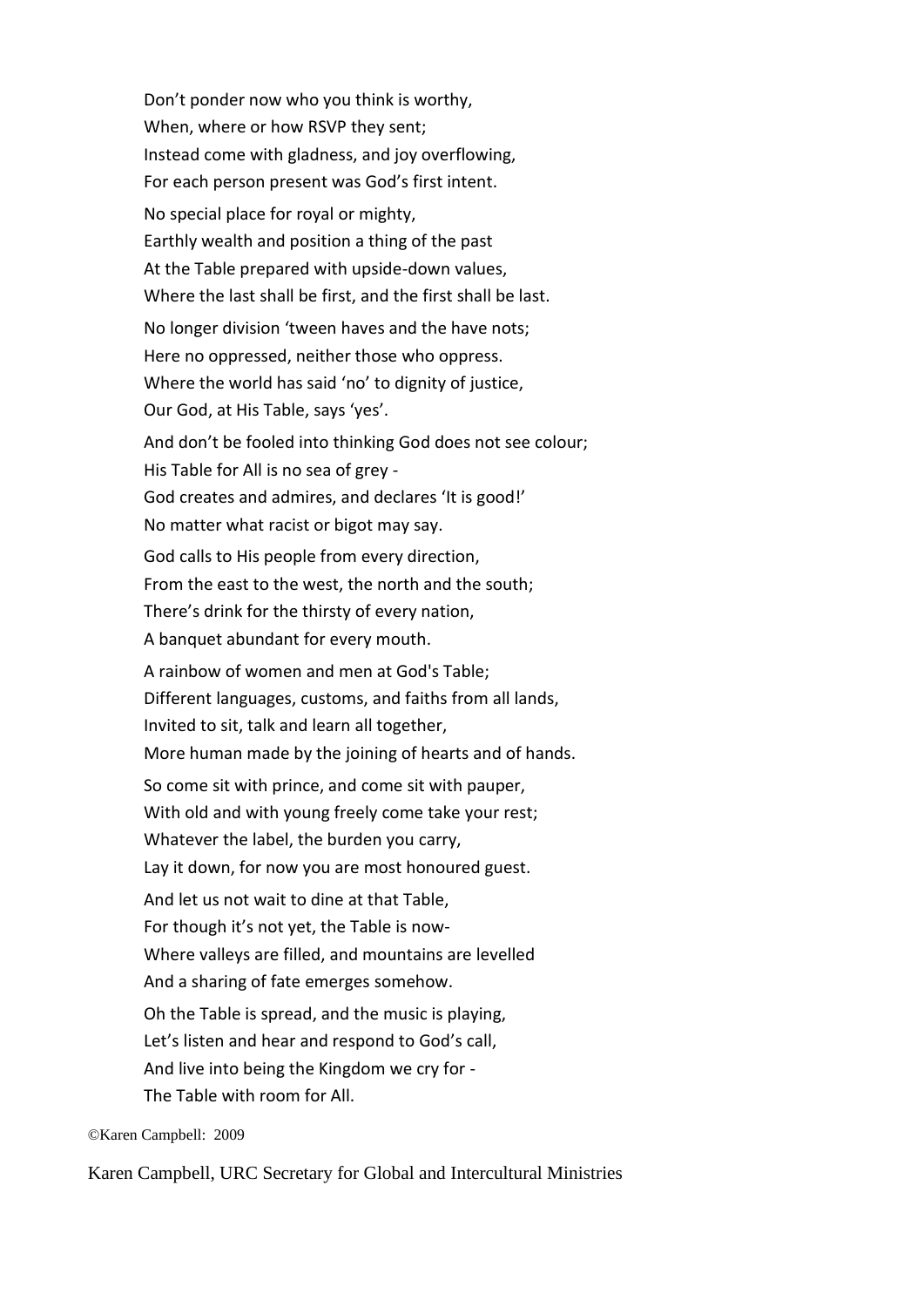Don't ponder now who you think is worthy,  
When, where or how RSVP they sent;  
Instead come with gladness, and joy overflowing,  
For each person present was God's first intent.

No special place for royal or mighty,  
Earthly wealth and position a thing of the past  
At the Table prepared with upside-down values,  
Where the last shall be first, and the first shall be last.

No longer division 'tween haves and the have nots;  
Here no oppressed, neither those who oppress.  
Where the world has said 'no' to dignity of justice,  
Our God, at His Table, says 'yes'.

And don't be fooled into thinking God does not see colour;  
His Table for All is no sea of grey -  
God creates and admires, and declares 'It is good!'  
No matter what racist or bigot may say.

God calls to His people from every direction,  
From the east to the west, the north and the south;  
There's drink for the thirsty of every nation,  
A banquet abundant for every mouth.

A rainbow of women and men at God's Table;  
Different languages, customs, and faiths from all lands,  
Invited to sit, talk and learn all together,  
More human made by the joining of hearts and of hands.

So come sit with prince, and come sit with pauper,  
With old and with young freely come take your rest;  
Whatever the label, the burden you carry,  
Lay it down, for now you are most honoured guest.

And let us not wait to dine at that Table,  
For though it's not yet, the Table is now-  
Where valleys are filled, and mountains are levelled  
And a sharing of fate emerges somehow.

Oh the Table is spread, and the music is playing,  
Let's listen and hear and respond to God's call,  
And live into being the Kingdom we cry for -  
The Table with room for All.

©Karen Campbell: 2009

Karen Campbell, URC Secretary for Global and Intercultural Ministries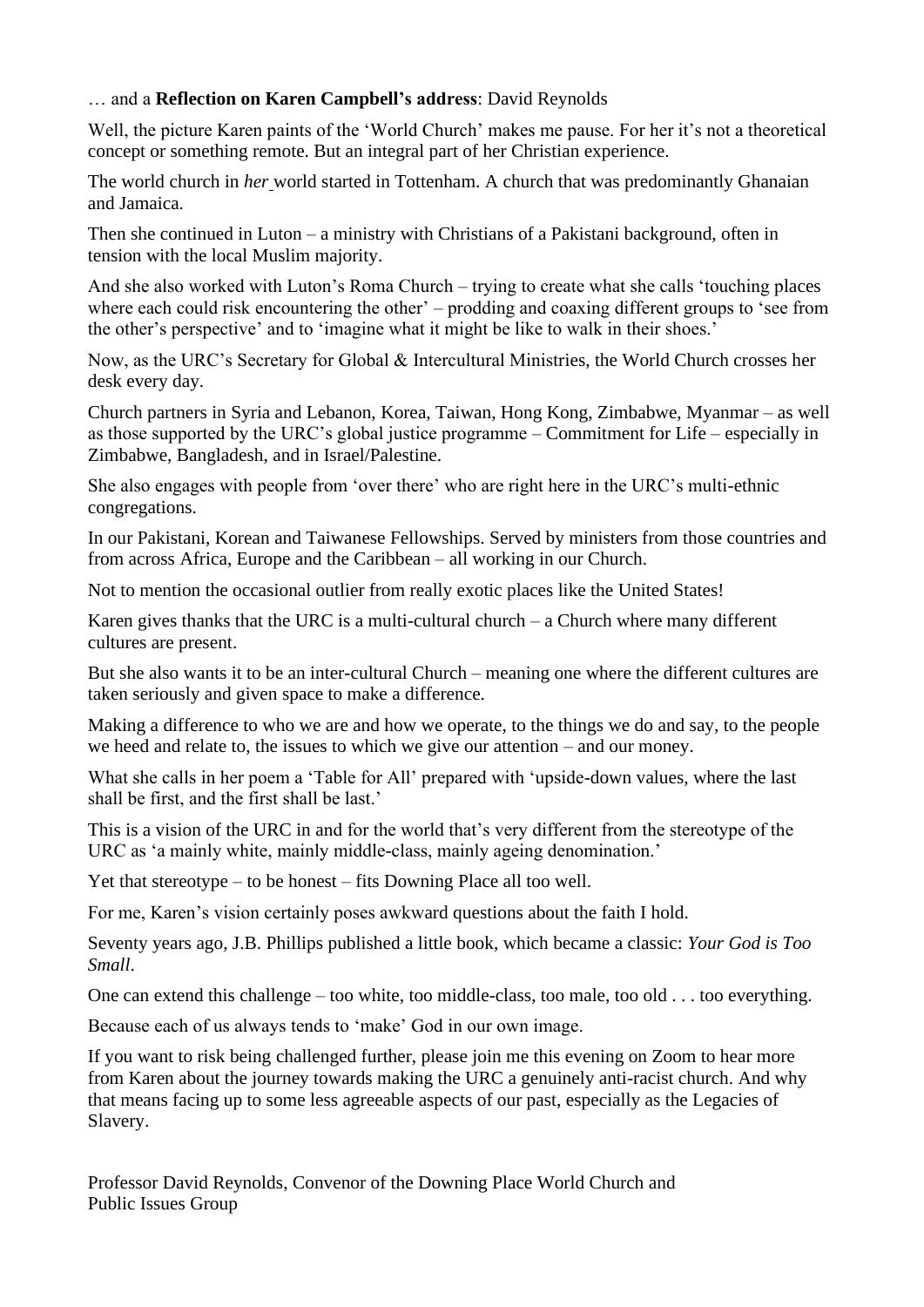… and a **Reflection on Karen Campbell's address**: David Reynolds

Well, the picture Karen paints of the 'World Church' makes me pause. For her it's not a theoretical concept or something remote. But an integral part of her Christian experience.

The world church in *her* world started in Tottenham. A church that was predominantly Ghanaian and Jamaica.

Then she continued in Luton – a ministry with Christians of a Pakistani background, often in tension with the local Muslim majority.

And she also worked with Luton's Roma Church – trying to create what she calls 'touching places where each could risk encountering the other' – prodding and coaxing different groups to 'see from the other's perspective' and to 'imagine what it might be like to walk in their shoes.'

Now, as the URC's Secretary for Global & Intercultural Ministries, the World Church crosses her desk every day.

Church partners in Syria and Lebanon, Korea, Taiwan, Hong Kong, Zimbabwe, Myanmar – as well as those supported by the URC's global justice programme – Commitment for Life – especially in Zimbabwe, Bangladesh, and in Israel/Palestine.

She also engages with people from 'over there' who are right here in the URC's multi-ethnic congregations.

In our Pakistani, Korean and Taiwanese Fellowships. Served by ministers from those countries and from across Africa, Europe and the Caribbean – all working in our Church.

Not to mention the occasional outlier from really exotic places like the United States!

Karen gives thanks that the URC is a multi-cultural church – a Church where many different cultures are present.

But she also wants it to be an inter-cultural Church – meaning one where the different cultures are taken seriously and given space to make a difference.

Making a difference to who we are and how we operate, to the things we do and say, to the people we heed and relate to, the issues to which we give our attention – and our money.

What she calls in her poem a 'Table for All' prepared with 'upside-down values, where the last shall be first, and the first shall be last.'

This is a vision of the URC in and for the world that's very different from the stereotype of the URC as 'a mainly white, mainly middle-class, mainly ageing denomination.'

Yet that stereotype – to be honest – fits Downing Place all too well.

For me, Karen's vision certainly poses awkward questions about the faith I hold.

Seventy years ago, J.B. Phillips published a little book, which became a classic: *Your God is Too Small*.

One can extend this challenge – too white, too middle-class, too male, too old . . . too everything.

Because each of us always tends to 'make' God in our own image.

If you want to risk being challenged further, please join me this evening on Zoom to hear more from Karen about the journey towards making the URC a genuinely anti-racist church. And why that means facing up to some less agreeable aspects of our past, especially as the Legacies of Slavery.

Professor David Reynolds, Convenor of the Downing Place World Church and Public Issues Group